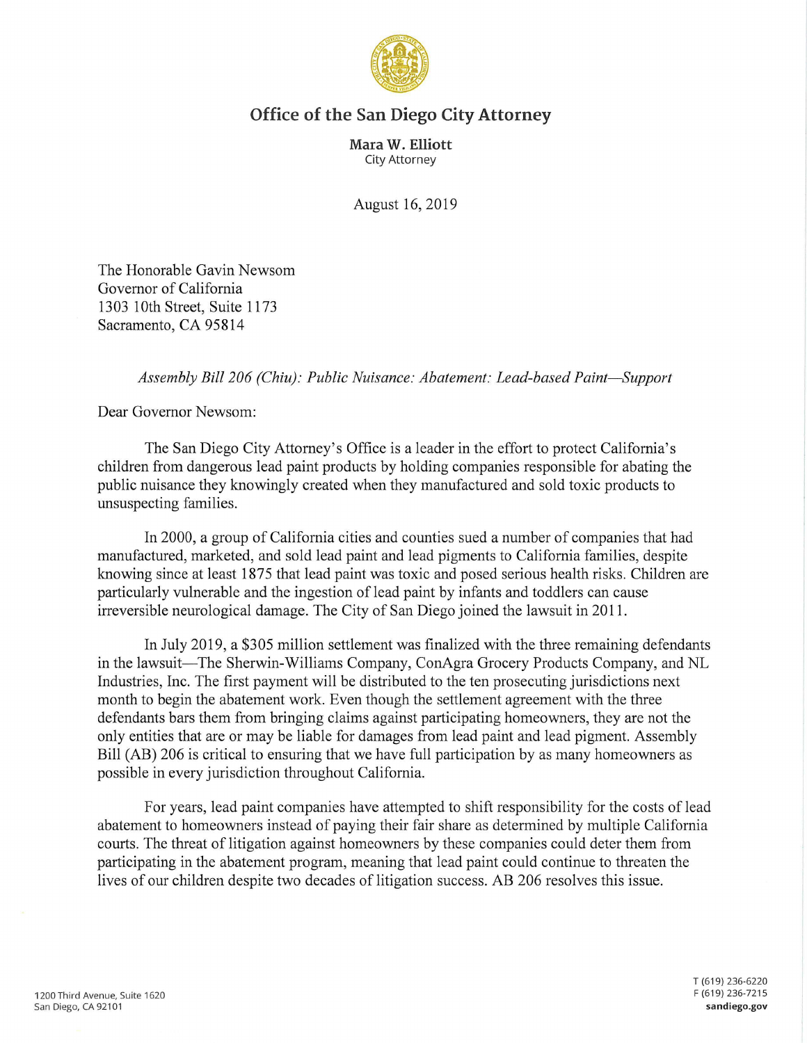# Office of the San Diego City Attorney

**Mara W. Elliott**
City Attorney

August 16, 2019

The Honorable Gavin Newsom
Governor of California
1303 10th Street, Suite 1173
Sacramento, CA 95814

*Assembly Bill 206 (Chiu): Public Nuisance: Abatement: Lead-based Paint—Support*

Dear Governor Newsom:

The San Diego City Attorney's Office is a leader in the effort to protect California's children from dangerous lead paint products by holding companies responsible for abating the public nuisance they knowingly created when they manufactured and sold toxic products to unsuspecting families.

In 2000, a group of California cities and counties sued a number of companies that had manufactured, marketed, and sold lead paint and lead pigments to California families, despite knowing since at least 1875 that lead paint was toxic and posed serious health risks. Children are particularly vulnerable and the ingestion of lead paint by infants and toddlers can cause irreversible neurological damage. The City of San Diego joined the lawsuit in 2011.

In July 2019, a $305 million settlement was finalized with the three remaining defendants in the lawsuit—The Sherwin-Williams Company, ConAgra Grocery Products Company, and NL Industries, Inc. The first payment will be distributed to the ten prosecuting jurisdictions next month to begin the abatement work. Even though the settlement agreement with the three defendants bars them from bringing claims against participating homeowners, they are not the only entities that are or may be liable for damages from lead paint and lead pigment. Assembly Bill (AB) 206 is critical to ensuring that we have full participation by as many homeowners as possible in every jurisdiction throughout California.

For years, lead paint companies have attempted to shift responsibility for the costs of lead abatement to homeowners instead of paying their fair share as determined by multiple California courts. The threat of litigation against homeowners by these companies could deter them from participating in the abatement program, meaning that lead paint could continue to threaten the lives of our children despite two decades of litigation success. AB 206 resolves this issue.

1200 Third Avenue, Suite 1620
San Diego, CA 92101

T (619) 236-6220
F (619) 236-7215
**sandiego.gov**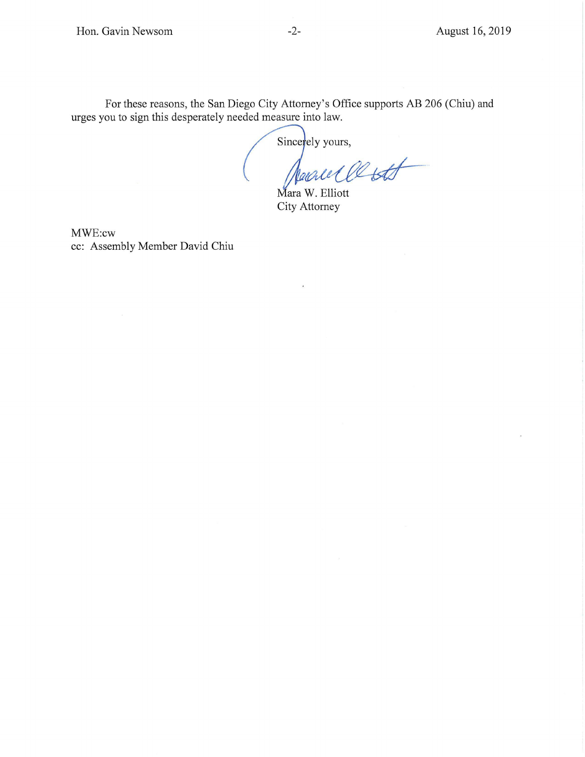For these reasons, the San Diego City Attorney's Office supports AB 206 (Chiu) and urges you to sign this desperately needed measure into law.

Sincerely yours,

Mara W. Elliott
City Attorney

MWE:cw
cc: Assembly Member David Chiu